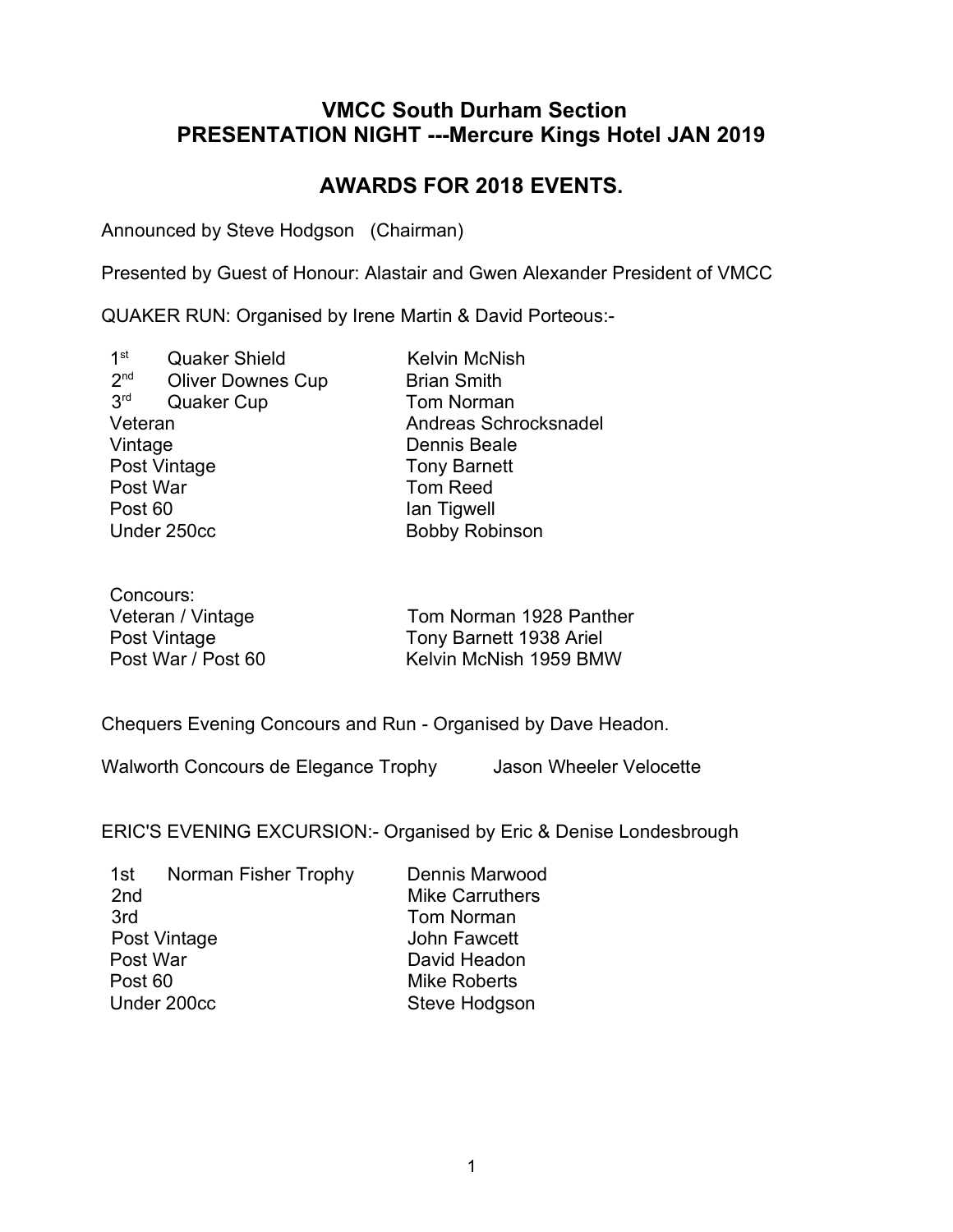# VMCC South Durham Section
# PRESENTATION NIGHT ---Mercure Kings Hotel JAN 2019

## AWARDS FOR 2018 EVENTS.

Announced by Steve Hodgson (Chairman)

Presented by Guest of Honour: Alastair and Gwen Alexander President of VMCC

QUAKER RUN: Organised by Irene Martin & David Porteous:-

| | | |
|---|---|---|
| 1st | Quaker Shield | Kelvin McNish |
| 2nd | Oliver Downes Cup | Brian Smith |
| 3rd | Quaker Cup | Tom Norman |
| Veteran | | Andreas Schrocksnadel |
| Vintage | | Dennis Beale |
| Post Vintage | | Tony Barnett |
| Post War | | Tom Reed |
| Post 60 | | Ian Tigwell |
| Under 250cc | | Bobby Robinson |

Concours:

| | |
|---|---|
| Veteran / Vintage | Tom Norman 1928 Panther |
| Post Vintage | Tony Barnett 1938 Ariel |
| Post War / Post 60 | Kelvin McNish 1959 BMW |

Chequers Evening Concours and Run - Organised by Dave Headon.

Walworth Concours de Elegance Trophy Jason Wheeler Velocette

ERIC'S EVENING EXCURSION:- Organised by Eric & Denise Londesbrough

| | | |
|---|---|---|
| 1st | Norman Fisher Trophy | Dennis Marwood |
| 2nd | | Mike Carruthers |
| 3rd | | Tom Norman |
| Post Vintage | | John Fawcett |
| Post War | | David Headon |
| Post 60 | | Mike Roberts |
| Under 200cc | | Steve Hodgson |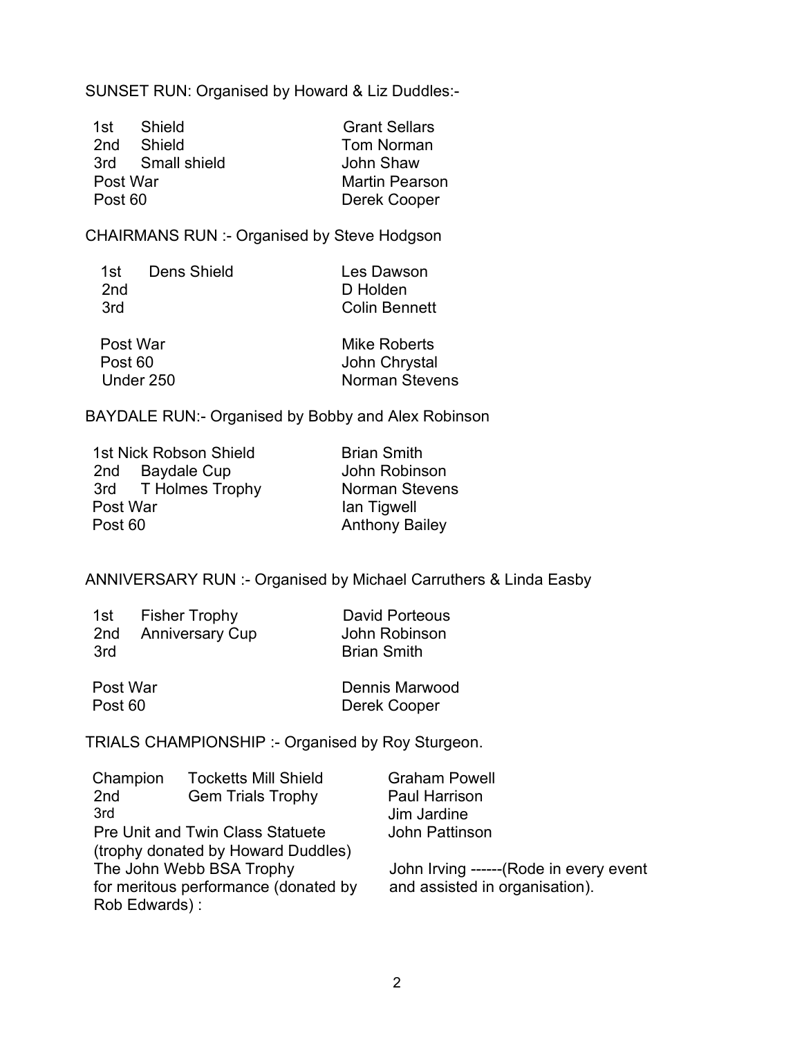SUNSET RUN: Organised by Howard & Liz Duddles:-

| | | |
|---|---|---|
| 1st | Shield | Grant Sellars |
| 2nd | Shield | Tom Norman |
| 3rd | Small shield | John Shaw |
| Post War | | Martin Pearson |
| Post 60 | | Derek Cooper |

CHAIRMANS RUN :- Organised by Steve Hodgson

| | | |
|---|---|---|
| 1st | Dens Shield | Les Dawson |
| 2nd | | D Holden |
| 3rd | | Colin Bennett |
| Post War | | Mike Roberts |
| Post 60 | | John Chrystal |
| Under 250 | | Norman Stevens |

BAYDALE RUN:- Organised by Bobby and Alex Robinson

| | | |
|---|---|---|
| 1st | Nick Robson Shield | Brian Smith |
| 2nd | Baydale Cup | John Robinson |
| 3rd | T Holmes Trophy | Norman Stevens |
| Post War | | Ian Tigwell |
| Post 60 | | Anthony Bailey |

ANNIVERSARY RUN :- Organised by Michael Carruthers & Linda Easby

| | | |
|---|---|---|
| 1st | Fisher Trophy | David Porteous |
| 2nd | Anniversary Cup | John Robinson |
| 3rd | | Brian Smith |
| Post War | | Dennis Marwood |
| Post 60 | | Derek Cooper |

TRIALS CHAMPIONSHIP :- Organised by Roy Sturgeon.

| | | |
|---|---|---|
| Champion | Tocketts Mill Shield | Graham Powell |
| 2nd | Gem Trials Trophy | Paul Harrison |
| 3rd | | Jim Jardine |
| Pre Unit and Twin Class Statuete (trophy donated by Howard Duddles) | | John Pattinson |
| The John Webb BSA Trophy for meritous performance (donated by Rob Edwards) : | | John Irving ------(Rode in every event and assisted in organisation). |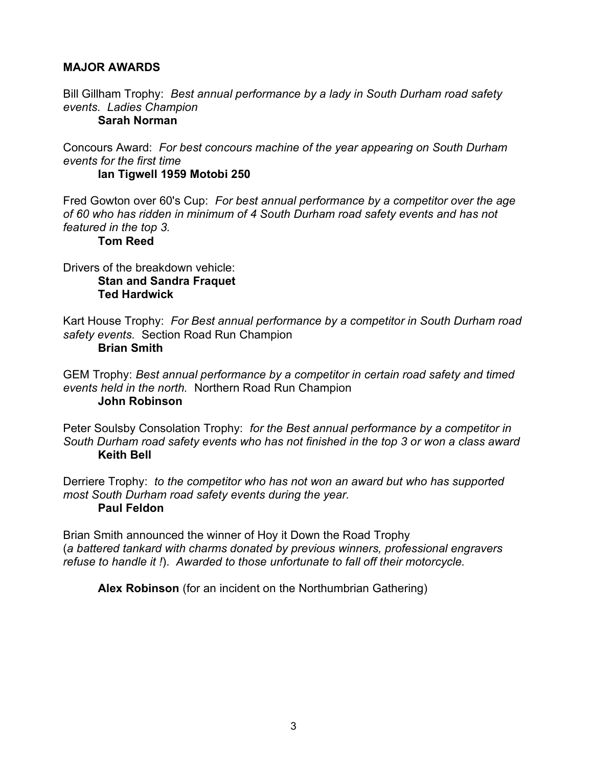**MAJOR AWARDS**

Bill Gillham Trophy: *Best annual performance by a lady in South Durham road safety events. Ladies Champion*

**Sarah Norman**

Concours Award: *For best concours machine of the year appearing on South Durham events for the first time*

**Ian Tigwell 1959 Motobi 250**

Fred Gowton over 60's Cup: *For best annual performance by a competitor over the age of 60 who has ridden in minimum of 4 South Durham road safety events and has not featured in the top 3.*

**Tom Reed**

Drivers of the breakdown vehicle:

**Stan and Sandra Fraquet**
**Ted Hardwick**

Kart House Trophy: *For Best annual performance by a competitor in South Durham road safety events.* Section Road Run Champion

**Brian Smith**

GEM Trophy: *Best annual performance by a competitor in certain road safety and timed events held in the north.* Northern Road Run Champion

**John Robinson**

Peter Soulsby Consolation Trophy: *for the Best annual performance by a competitor in South Durham road safety events who has not finished in the top 3 or won a class award*

**Keith Bell**

Derriere Trophy: *to the competitor who has not won an award but who has supported most South Durham road safety events during the year.*

**Paul Feldon**

Brian Smith announced the winner of Hoy it Down the Road Trophy (*a battered tankard with charms donated by previous winners, professional engravers refuse to handle it !*). *Awarded to those unfortunate to fall off their motorcycle.*

**Alex Robinson** (for an incident on the Northumbrian Gathering)